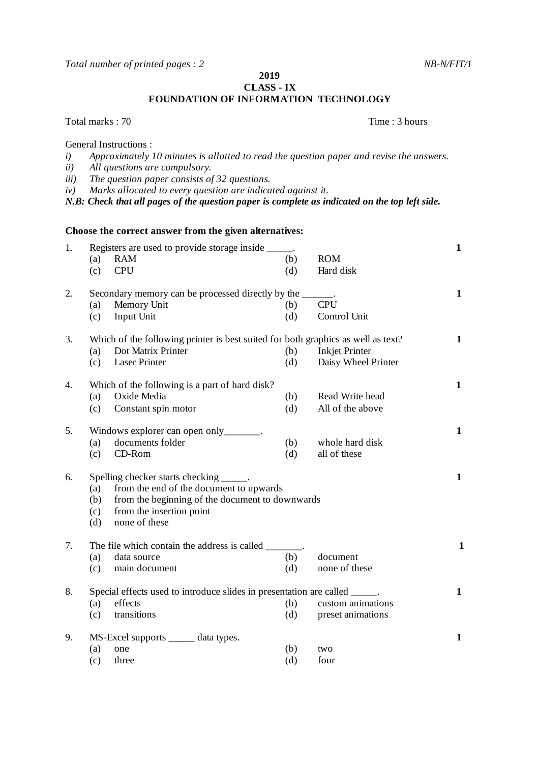*Total number of printed pages : 2* *NB-N/FIT/1*

**2019**

**CLASS - IX**

**FOUNDATION OF INFORMATION TECHNOLOGY**

Total marks : 70 Time : 3 hours

General Instructions :

*i) Approximately 10 minutes is allotted to read the question paper and revise the answers.*
*ii) All questions are compulsory.*
*iii) The question paper consists of 32 questions.*
*iv) Marks allocated to every question are indicated against it.*

***N.B: Check that all pages of the question paper is complete as indicated on the top left side.***

**Choose the correct answer from the given alternatives:**

1. Registers are used to provide storage inside _____. **1**
   (a) RAM (b) ROM
   (c) CPU (d) Hard disk

2. Secondary memory can be processed directly by the ______. **1**
   (a) Memory Unit (b) CPU
   (c) Input Unit (d) Control Unit

3. Which of the following printer is best suited for both graphics as well as text? **1**
   (a) Dot Matrix Printer (b) Inkjet Printer
   (c) Laser Printer (d) Daisy Wheel Printer

4. Which of the following is a part of hard disk? **1**
   (a) Oxide Media (b) Read Write head
   (c) Constant spin motor (d) All of the above

5. Windows explorer can open only_______. **1**
   (a) documents folder (b) whole hard disk
   (c) CD-Rom (d) all of these

6. Spelling checker starts checking _____. **1**
   (a) from the end of the document to upwards
   (b) from the beginning of the document to downwards
   (c) from the insertion point
   (d) none of these

7. The file which contain the address is called _______. **1**
   (a) data source (b) document
   (c) main document (d) none of these

8. Special effects used to introduce slides in presentation are called _____. **1**
   (a) effects (b) custom animations
   (c) transitions (d) preset animations

9. MS-Excel supports _____ data types. **1**
   (a) one (b) two
   (c) three (d) four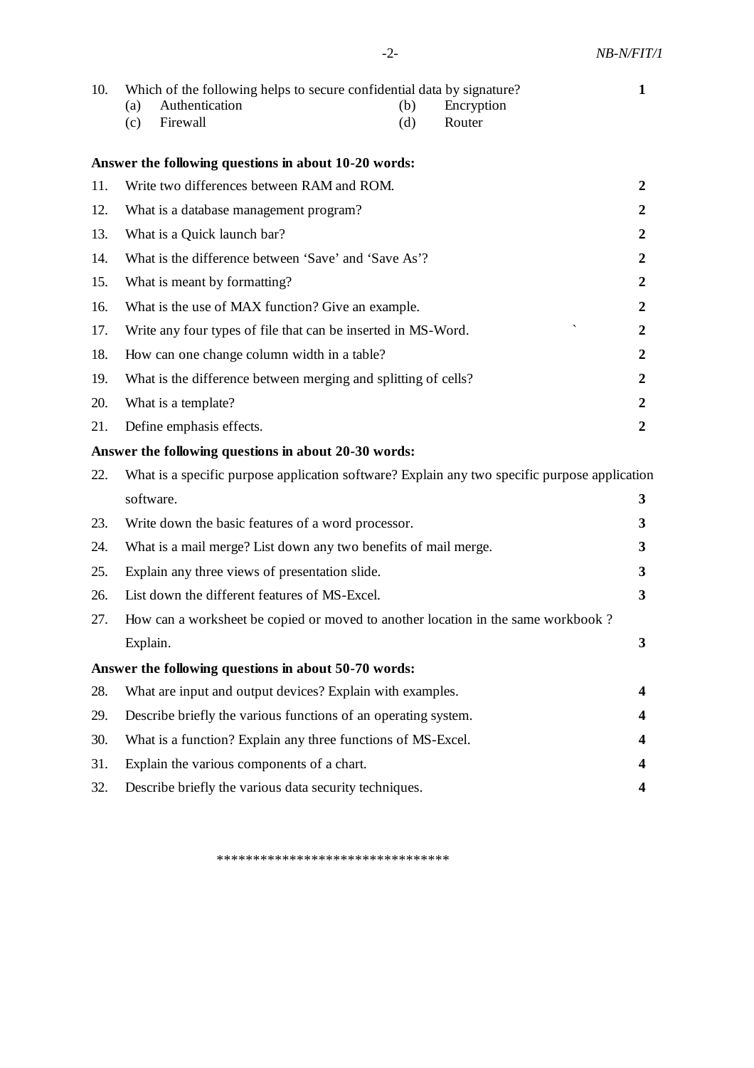10. Which of the following helps to secure confidential data by signature? **1**
    (a) Authentication (b) Encryption
    (c) Firewall (d) Router

**Answer the following questions in about 10-20 words:**

11. Write two differences between RAM and ROM. **2**
12. What is a database management program? **2**
13. What is a Quick launch bar? **2**
14. What is the difference between 'Save' and 'Save As'? **2**
15. What is meant by formatting? **2**
16. What is the use of MAX function? Give an example. **2**
17. Write any four types of file that can be inserted in MS-Word. **2**
18. How can one change column width in a table? **2**
19. What is the difference between merging and splitting of cells? **2**
20. What is a template? **2**
21. Define emphasis effects. **2**

**Answer the following questions in about 20-30 words:**

22. What is a specific purpose application software? Explain any two specific purpose application software. **3**
23. Write down the basic features of a word processor. **3**
24. What is a mail merge? List down any two benefits of mail merge. **3**
25. Explain any three views of presentation slide. **3**
26. List down the different features of MS-Excel. **3**
27. How can a worksheet be copied or moved to another location in the same workbook ? Explain. **3**

**Answer the following questions in about 50-70 words:**

28. What are input and output devices? Explain with examples. **4**
29. Describe briefly the various functions of an operating system. **4**
30. What is a function? Explain any three functions of MS-Excel. **4**
31. Explain the various components of a chart. **4**
32. Describe briefly the various data security techniques. **4**

********************************